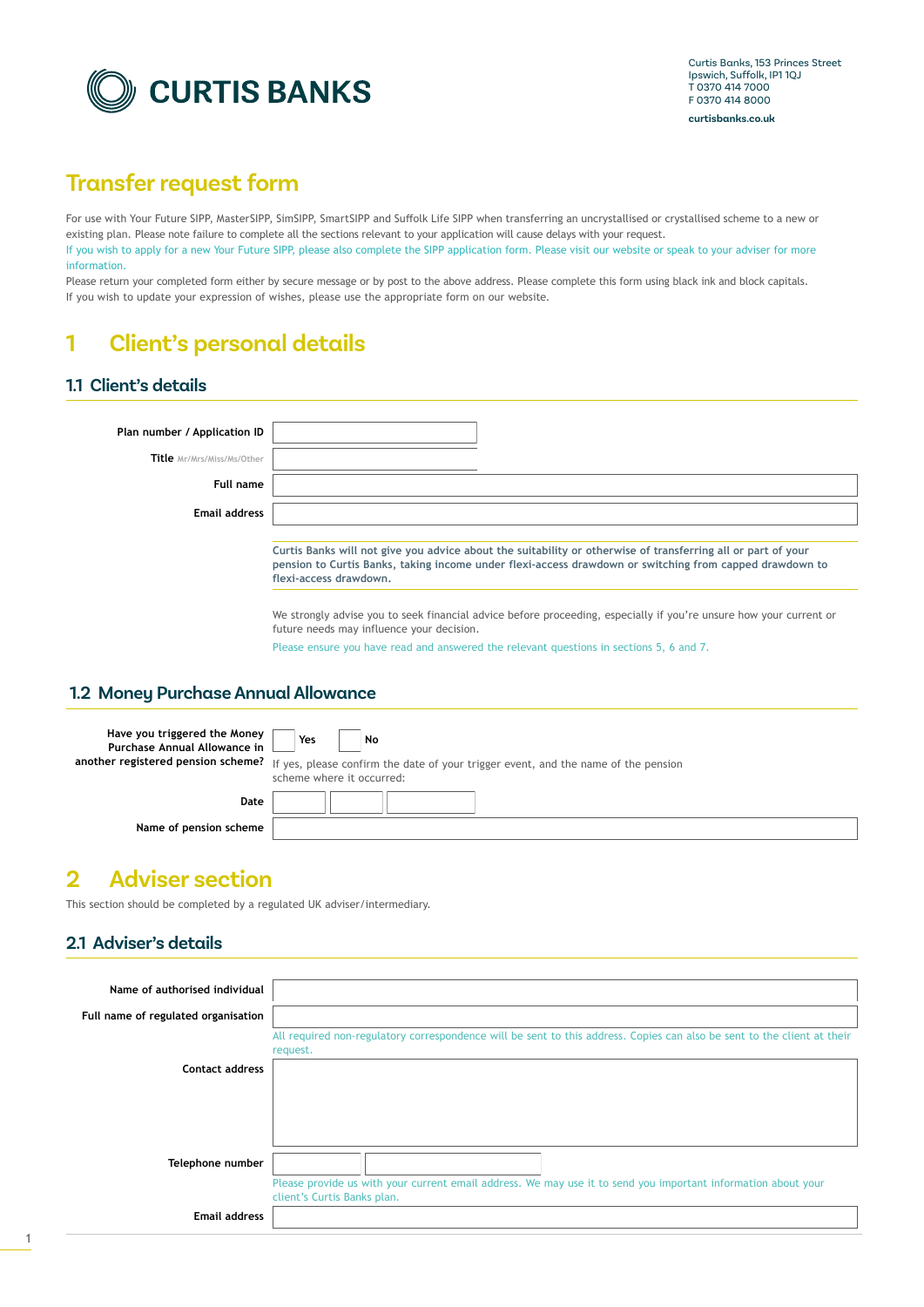CURTIS BANKS

Curtis Banks, 153 Princes Street
Ipswich, Suffolk, IP1 1QJ
T 0370 414 7000
F 0370 414 8000

curtisbanks.co.uk

# Transfer request form

For use with Your Future SIPP, MasterSIPP, SimSIPP, SmartSIPP and Suffolk Life SIPP when transferring an uncrystallised or crystallised scheme to a new or existing plan. Please note failure to complete all the sections relevant to your application will cause delays with your request.

If you wish to apply for a new Your Future SIPP, please also complete the SIPP application form. Please visit our website or speak to your adviser for more information.

Please return your completed form either by secure message or by post to the above address. Please complete this form using black ink and block capitals. If you wish to update your expression of wishes, please use the appropriate form on our website.

# 1 Client's personal details

## 1.1 Client's details

Plan number / Application ID

Title Mr/Mrs/Miss/Ms/Other

Full name

Email address

**Curtis Banks will not give you advice about the suitability or otherwise of transferring all or part of your pension to Curtis Banks, taking income under flexi-access drawdown or switching from capped drawdown to flexi-access drawdown.**

We strongly advise you to seek financial advice before proceeding, especially if you're unsure how your current or future needs may influence your decision.

Please ensure you have read and answered the relevant questions in sections 5, 6 and 7.

## 1.2 Money Purchase Annual Allowance

Have you triggered the Money Purchase Annual Allowance in another registered pension scheme? ☐ Yes ☐ No

If yes, please confirm the date of your trigger event, and the name of the pension scheme where it occurred:

Date

Name of pension scheme

# 2 Adviser section

This section should be completed by a regulated UK adviser/intermediary.

## 2.1 Adviser's details

Name of authorised individual

Full name of regulated organisation

All required non-regulatory correspondence will be sent to this address. Copies can also be sent to the client at their request.

Contact address

Telephone number

Please provide us with your current email address. We may use it to send you important information about your client's Curtis Banks plan.

Email address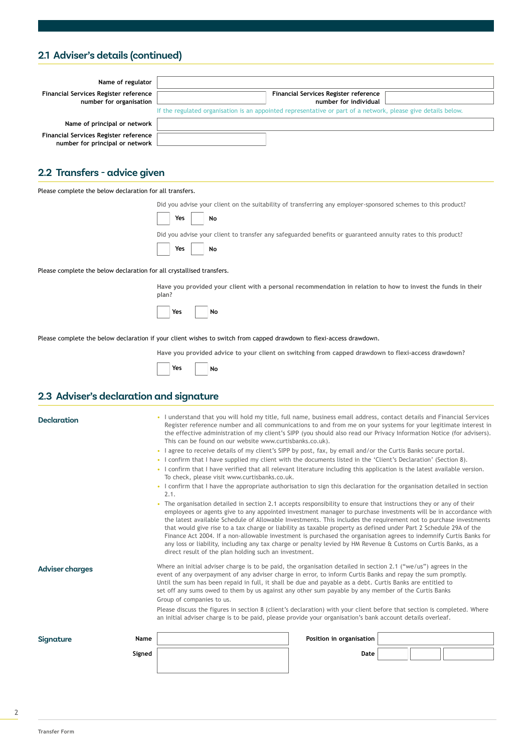## 2.1 Adviser's details (continued)

Name of regulator

Financial Services Register reference number for organisation

Financial Services Register reference number for individual

If the regulated organisation is an appointed representative or part of a network, please give details below.

Name of principal or network

Financial Services Register reference number for principal or network

## 2.2 Transfers - advice given

Please complete the below declaration for all transfers.

Did you advise your client on the suitability of transferring any employer-sponsored schemes to this product?

☐ Yes ☐ No

Did you advise your client to transfer any safeguarded benefits or guaranteed annuity rates to this product?

☐ Yes ☐ No

Please complete the below declaration for all crystallised transfers.

**Have you provided your client with a personal recommendation in relation to how to invest the funds in their plan?**

☐ Yes ☐ No

Please complete the below declaration if your client wishes to switch from capped drawdown to flexi-access drawdown.

**Have you provided advice to your client on switching from capped drawdown to flexi-access drawdown?**

☐ Yes ☐ No

## 2.3 Adviser's declaration and signature

### Declaration

- I understand that you will hold my title, full name, business email address, contact details and Financial Services Register reference number and all communications to and from me on your systems for your legitimate interest in the effective administration of my client's SIPP (you should also read our Privacy Information Notice (for advisers). This can be found on our website www.curtisbanks.co.uk).
- I agree to receive details of my client's SIPP by post, fax, by email and/or the Curtis Banks secure portal.
- I confirm that I have supplied my client with the documents listed in the 'Client's Declaration' (Section 8).
- I confirm that I have verified that all relevant literature including this application is the latest available version. To check, please visit www.curtisbanks.co.uk.
- I confirm that I have the appropriate authorisation to sign this declaration for the organisation detailed in section 2.1.
- The organisation detailed in section 2.1 accepts responsibility to ensure that instructions they or any of their employees or agents give to any appointed investment manager to purchase investments will be in accordance with the latest available Schedule of Allowable Investments. This includes the requirement not to purchase investments that would give rise to a tax charge or liability as taxable property as defined under Part 2 Schedule 29A of the Finance Act 2004. If a non-allowable investment is purchased the organisation agrees to indemnify Curtis Banks for any loss or liability, including any tax charge or penalty levied by HM Revenue & Customs on Curtis Banks, as a direct result of the plan holding such an investment.

### Adviser charges

Where an initial adviser charge is to be paid, the organisation detailed in section 2.1 ("we/us") agrees in the event of any overpayment of any adviser charge in error, to inform Curtis Banks and repay the sum promptly. Until the sum has been repaid in full, it shall be due and payable as a debt. Curtis Banks are entitled to set off any sums owed to them by us against any other sum payable by any member of the Curtis Banks Group of companies to us.

Please discuss the figures in section 8 (client's declaration) with your client before that section is completed. Where an initial adviser charge is to be paid, please provide your organisation's bank account details overleaf.

### Signature

Name

Position in organisation

Signed

Date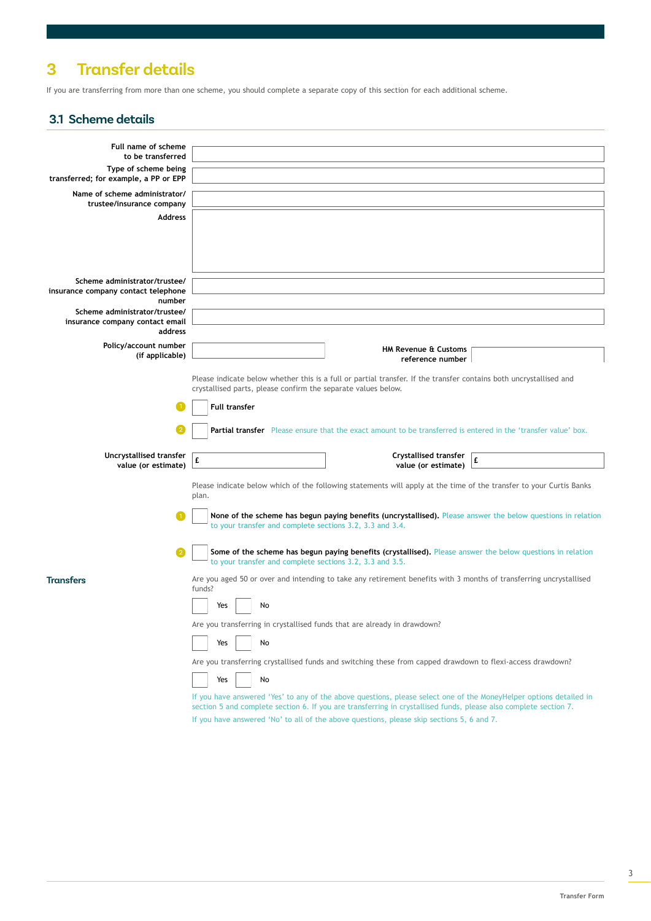# 3 Transfer details

If you are transferring from more than one scheme, you should complete a separate copy of this section for each additional scheme.

## 3.1 Scheme details

Full name of scheme to be transferred

Type of scheme being transferred; for example, a PP or EPP

Name of scheme administrator/trustee/insurance company

Address

Scheme administrator/trustee/insurance company contact telephone number

Scheme administrator/trustee/insurance company contact email address

Policy/account number (if applicable)

HM Revenue & Customs reference number

Please indicate below whether this is a full or partial transfer. If the transfer contains both uncrystallised and crystallised parts, please confirm the separate values below.

1 ☐ **Full transfer**

2 ☐ **Partial transfer** Please ensure that the exact amount to be transferred is entered in the 'transfer value' box.

Uncrystallised transfer value (or estimate) £

Crystallised transfer value (or estimate) £

Please indicate below which of the following statements will apply at the time of the transfer to your Curtis Banks plan.

1 ☐ **None of the scheme has begun paying benefits (uncrystallised).** Please answer the below questions in relation to your transfer and complete sections 3.2, 3.3 and 3.4.

2 ☐ **Some of the scheme has begun paying benefits (crystallised).** Please answer the below questions in relation to your transfer and complete sections 3.2, 3.3 and 3.5.

**Transfers**

Are you aged 50 or over and intending to take any retirement benefits with 3 months of transferring uncrystallised funds?

☐ Yes ☐ No

Are you transferring in crystallised funds that are already in drawdown?

☐ Yes ☐ No

Are you transferring crystallised funds and switching these from capped drawdown to flexi-access drawdown?

☐ Yes ☐ No

If you have answered 'Yes' to any of the above questions, please select one of the MoneyHelper options detailed in section 5 and complete section 6. If you are transferring in crystallised funds, please also complete section 7.

If you have answered 'No' to all of the above questions, please skip sections 5, 6 and 7.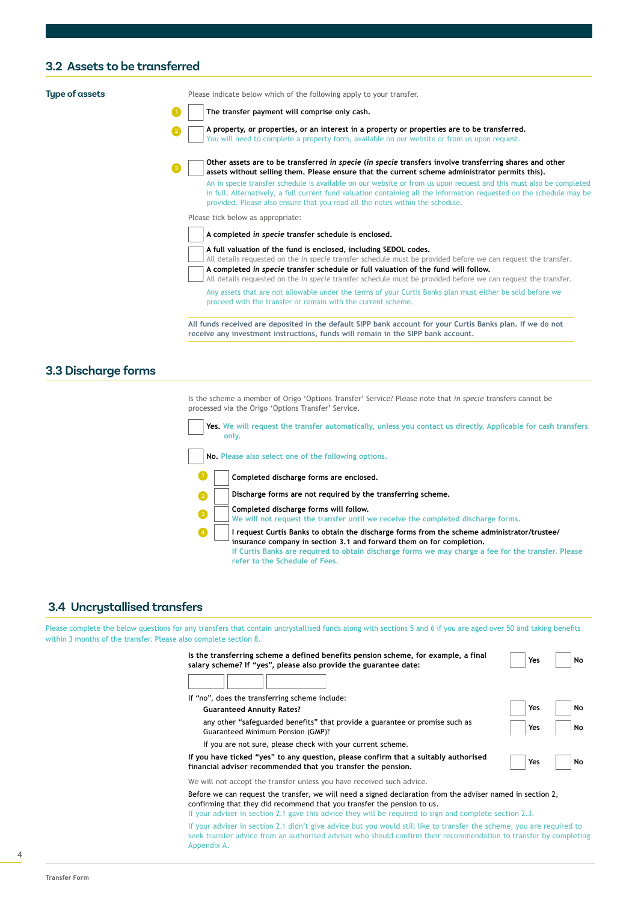## 3.2 Assets to be transferred

**Type of assets**

Please indicate below which of the following apply to your transfer.

1. ☐ **The transfer payment will comprise only cash.**
2. ☐ **A property, or properties, or an interest in a property or properties are to be transferred.**
   You will need to complete a property form, available on our website or from us upon request.
3. ☐ **Other assets are to be transferred *in specie* (*in specie* transfers involve transferring shares and other assets without selling them. Please ensure that the current scheme administrator permits this).**
   An in specie transfer schedule is available on our website or from us upon request and this must also be completed in full. Alternatively, a full current fund valuation containing all the information requested on the schedule may be provided. Please also ensure that you read all the notes within the schedule.

Please tick below as appropriate:

☐ **A completed *in specie* transfer schedule is enclosed.**

☐ **A full valuation of the fund is enclosed, including SEDOL codes.**
All details requested on the *in specie* transfer schedule must be provided before we can request the transfer.

☐ **A completed *in specie* transfer schedule or full valuation of the fund will follow.**
All details requested on the *in specie* transfer schedule must be provided before we can request the transfer.

Any assets that are not allowable under the terms of your Curtis Banks plan must either be sold before we proceed with the transfer or remain with the current scheme.

**All funds received are deposited in the default SIPP bank account for your Curtis Banks plan. If we do not receive any investment instructions, funds will remain in the SIPP bank account.**

## 3.3 Discharge forms

Is the scheme a member of Origo 'Options Transfer' Service? Please note that *in specie* transfers cannot be processed via the Origo 'Options Transfer' Service.

☐ **Yes.** We will request the transfer automatically, unless you contact us directly. Applicable for cash transfers only.

☐ **No.** Please also select one of the following options.

1. ☐ **Completed discharge forms are enclosed.**
2. ☐ **Discharge forms are not required by the transferring scheme.**
3. ☐ **Completed discharge forms will follow.**
   We will not request the transfer until we receive the completed discharge forms.
4. ☐ **I request Curtis Banks to obtain the discharge forms from the scheme administrator/trustee/ insurance company in section 3.1 and forward them on for completion.**
   If Curtis Banks are required to obtain discharge forms we may charge a fee for the transfer. Please refer to the Schedule of Fees.

## 3.4 Uncrystallised transfers

Please complete the below questions for any transfers that contain uncrystallised funds along with sections 5 and 6 if you are aged over 50 and taking benefits within 3 months of the transfer. Please also complete section 8.

**Is the transferring scheme a defined benefits pension scheme, for example, a final salary scheme? If "yes", please also provide the guarantee date:** ☐ Yes ☐ No

Date: ☐☐ / ☐☐ / ☐☐☐☐

If "no", does the transferring scheme include:

**Guaranteed Annuity Rates?** ☐ Yes ☐ No

any other "safeguarded benefits" that provide a guarantee or promise such as Guaranteed Minimum Pension (GMP)? ☐ Yes ☐ No

If you are not sure, please check with your current scheme.

**If you have ticked "yes" to any question, please confirm that a suitably authorised financial adviser recommended that you transfer the pension.** ☐ Yes ☐ No

We will not accept the transfer unless you have received such advice.

Before we can request the transfer, we will need a signed declaration from the adviser named in section 2, confirming that they did recommend that you transfer the pension to us.
If your adviser in section 2.1 gave this advice they will be required to sign and complete section 2.3.

If your adviser in section 2.1 didn't give advice but you would still like to transfer the scheme, you are required to seek transfer advice from an authorised adviser who should confirm their recommendation to transfer by completing Appendix A.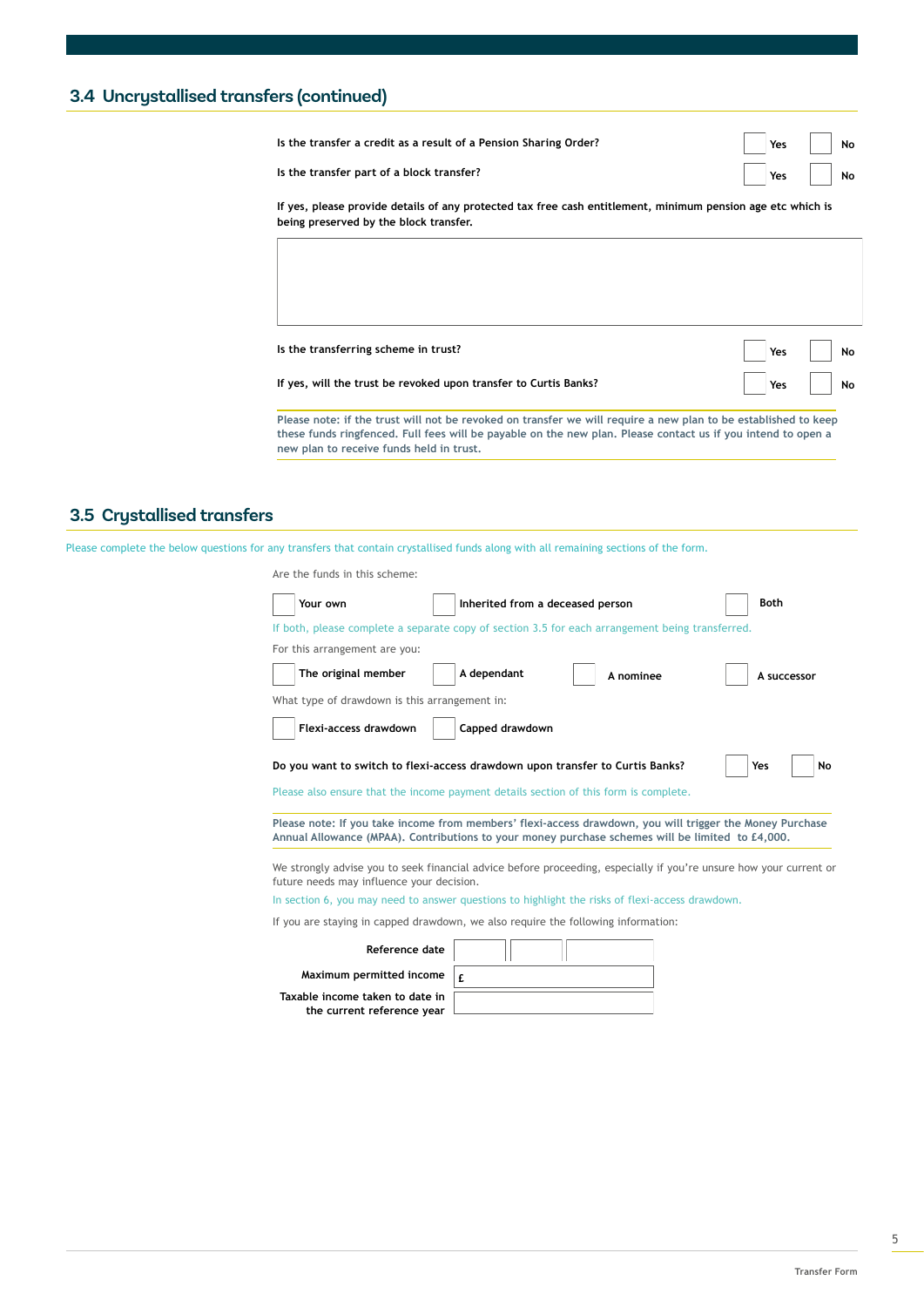## 3.4 Uncrystallised transfers (continued)

**Is the transfer a credit as a result of a Pension Sharing Order?** ☐ Yes ☐ No

**Is the transfer part of a block transfer?** ☐ Yes ☐ No

**If yes, please provide details of any protected tax free cash entitlement, minimum pension age etc which is being preserved by the block transfer.**

|   |
|---|
|   |

**Is the transferring scheme in trust?** ☐ Yes ☐ No

**If yes, will the trust be revoked upon transfer to Curtis Banks?** ☐ Yes ☐ No

**Please note: if the trust will not be revoked on transfer we will require a new plan to be established to keep these funds ringfenced. Full fees will be payable on the new plan. Please contact us if you intend to open a new plan to receive funds held in trust.**

## 3.5 Crystallised transfers

Please complete the below questions for any transfers that contain crystallised funds along with all remaining sections of the form.

Are the funds in this scheme:

☐ Your own ☐ Inherited from a deceased person ☐ Both

If both, please complete a separate copy of section 3.5 for each arrangement being transferred.

For this arrangement are you:

☐ The original member ☐ A dependant ☐ A nominee ☐ A successor

What type of drawdown is this arrangement in:

☐ Flexi-access drawdown ☐ Capped drawdown

**Do you want to switch to flexi-access drawdown upon transfer to Curtis Banks?** ☐ Yes ☐ No

Please also ensure that the income payment details section of this form is complete.

**Please note: If you take income from members' flexi-access drawdown, you will trigger the Money Purchase Annual Allowance (MPAA). Contributions to your money purchase schemes will be limited to £4,000.**

We strongly advise you to seek financial advice before proceeding, especially if you're unsure how your current or future needs may influence your decision.

In section 6, you may need to answer questions to highlight the risks of flexi-access drawdown.

If you are staying in capped drawdown, we also require the following information:

| | |
|---|---|
| **Reference date** | |
| **Maximum permitted income** | £ |
| **Taxable income taken to date in the current reference year** | |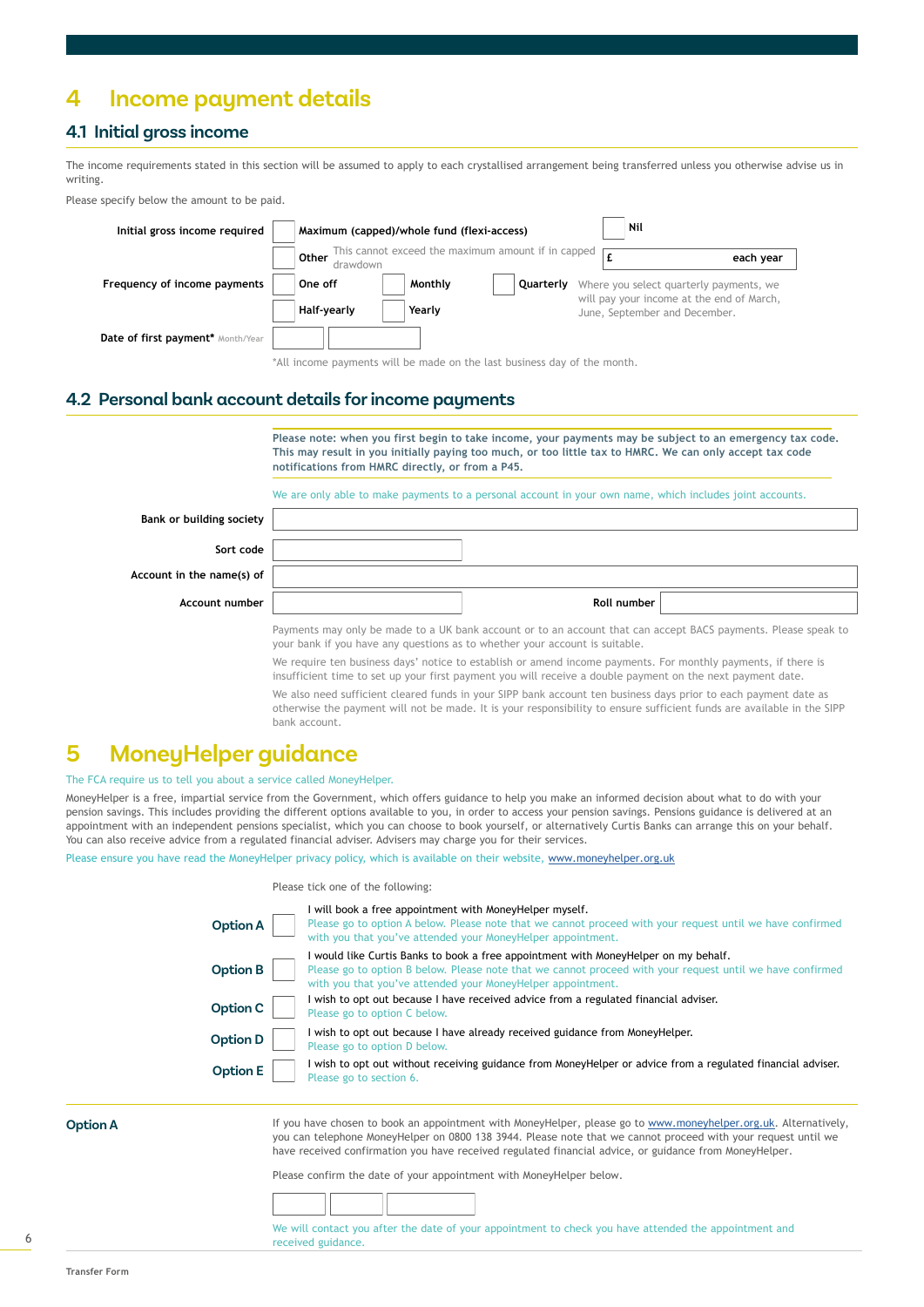# 4 Income payment details

## 4.1 Initial gross income

The income requirements stated in this section will be assumed to apply to each crystallised arrangement being transferred unless you otherwise advise us in writing.

Please specify below the amount to be paid.

**Initial gross income required**

- ☐ **Maximum (capped)/whole fund (flexi-access)**
- ☐ **Nil**
- ☐ **Other** This cannot exceed the maximum amount if in capped drawdown £ ______ **each year**

**Frequency of income payments**

- ☐ **One off**
- ☐ **Monthly**
- ☐ **Quarterly**
- ☐ **Half-yearly**
- ☐ **Yearly**

Where you select quarterly payments, we will pay your income at the end of March, June, September and December.

**Date of first payment*** Month/Year

*All income payments will be made on the last business day of the month.

## 4.2 Personal bank account details for income payments

**Please note: when you first begin to take income, your payments may be subject to an emergency tax code. This may result in you initially paying too much, or too little tax to HMRC. We can only accept tax code notifications from HMRC directly, or from a P45.**

We are only able to make payments to a personal account in your own name, which includes joint accounts.

**Bank or building society**

**Sort code**

**Account in the name(s) of**

**Account number** | **Roll number**

Payments may only be made to a UK bank account or to an account that can accept BACS payments. Please speak to your bank if you have any questions as to whether your account is suitable.

We require ten business days' notice to establish or amend income payments. For monthly payments, if there is insufficient time to set up your first payment you will receive a double payment on the next payment date.

We also need sufficient cleared funds in your SIPP bank account ten business days prior to each payment date as otherwise the payment will not be made. It is your responsibility to ensure sufficient funds are available in the SIPP bank account.

# 5 MoneyHelper guidance

The FCA require us to tell you about a service called MoneyHelper.

MoneyHelper is a free, impartial service from the Government, which offers guidance to help you make an informed decision about what to do with your pension savings. This includes providing the different options available to you, in order to access your pension savings. Pensions guidance is delivered at an appointment with an independent pensions specialist, which you can choose to book yourself, or alternatively Curtis Banks can arrange this on your behalf. You can also receive advice from a regulated financial adviser. Advisers may charge you for their services.

Please ensure you have read the MoneyHelper privacy policy, which is available on their website, www.moneyhelper.org.uk

Please tick one of the following:

- **Option A** ☐ I will book a free appointment with MoneyHelper myself.
  Please go to option A below. Please note that we cannot proceed with your request until we have confirmed with you that you've attended your MoneyHelper appointment.
- **Option B** ☐ I would like Curtis Banks to book a free appointment with MoneyHelper on my behalf.
  Please go to option B below. Please note that we cannot proceed with your request until we have confirmed with you that you've attended your MoneyHelper appointment.
- **Option C** ☐ I wish to opt out because I have received advice from a regulated financial adviser.
  Please go to option C below.
- **Option D** ☐ I wish to opt out because I have already received guidance from MoneyHelper.
  Please go to option D below.
- **Option E** ☐ I wish to opt out without receiving guidance from MoneyHelper or advice from a regulated financial adviser.
  Please go to section 6.

### Option A

If you have chosen to book an appointment with MoneyHelper, please go to www.moneyhelper.org.uk. Alternatively, you can telephone MoneyHelper on 0800 138 3944. Please note that we cannot proceed with your request until we have received confirmation you have received regulated financial advice, or guidance from MoneyHelper.

Please confirm the date of your appointment with MoneyHelper below.

We will contact you after the date of your appointment to check you have attended the appointment and received guidance.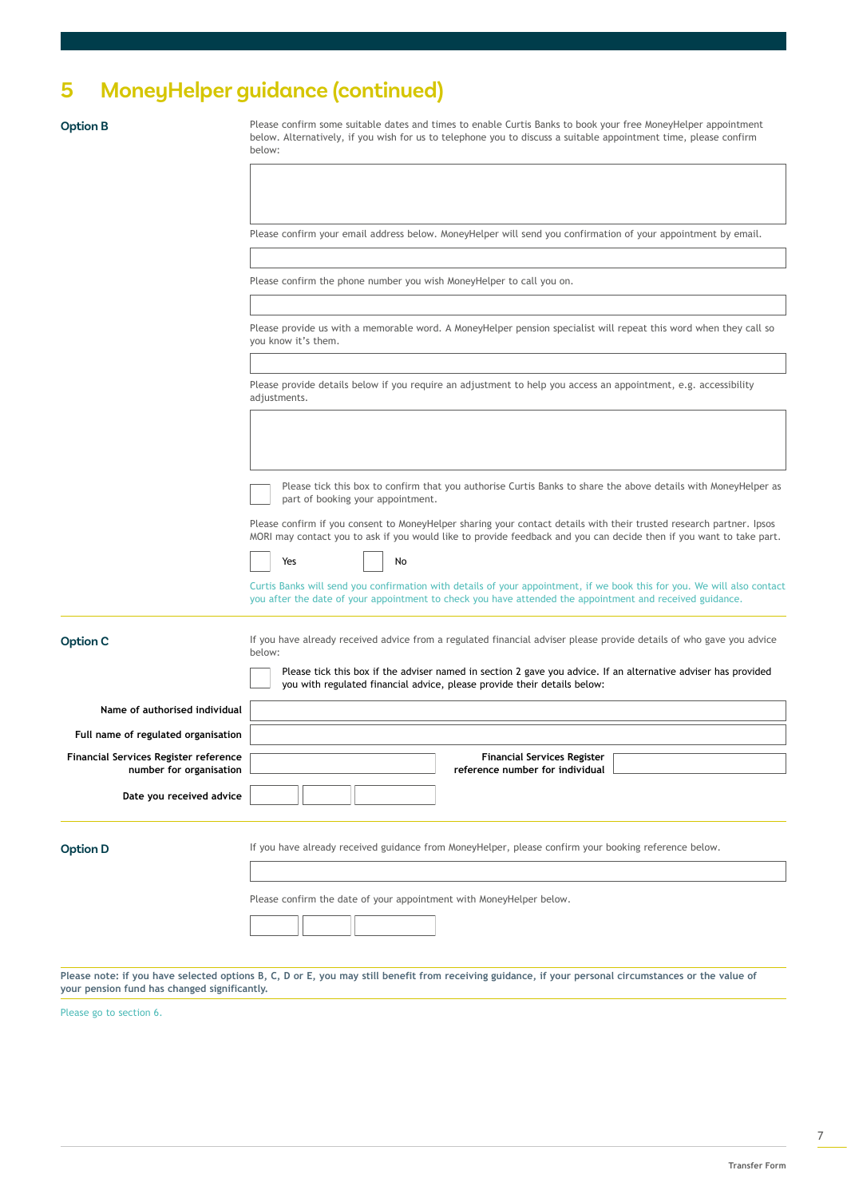# 5 MoneyHelper guidance (continued)

### Option B

Please confirm some suitable dates and times to enable Curtis Banks to book your free MoneyHelper appointment below. Alternatively, if you wish for us to telephone you to discuss a suitable appointment time, please confirm below:

Please confirm your email address below. MoneyHelper will send you confirmation of your appointment by email.

Please confirm the phone number you wish MoneyHelper to call you on.

Please provide us with a memorable word. A MoneyHelper pension specialist will repeat this word when they call so you know it's them.

Please provide details below if you require an adjustment to help you access an appointment, e.g. accessibility adjustments.

☐ Please tick this box to confirm that you authorise Curtis Banks to share the above details with MoneyHelper as part of booking your appointment.

Please confirm if you consent to MoneyHelper sharing your contact details with their trusted research partner. Ipsos MORI may contact you to ask if you would like to provide feedback and you can decide then if you want to take part.

☐ Yes ☐ No

Curtis Banks will send you confirmation with details of your appointment, if we book this for you. We will also contact you after the date of your appointment to check you have attended the appointment and received guidance.

### Option C

If you have already received advice from a regulated financial adviser please provide details of who gave you advice below:

☐ Please tick this box if the adviser named in section 2 gave you advice. If an alternative adviser has provided you with regulated financial advice, please provide their details below:

**Name of authorised individual**

**Full name of regulated organisation**

**Financial Services Register reference number for organisation** | **Financial Services Register reference number for individual**

**Date you received advice**

### Option D

If you have already received guidance from MoneyHelper, please confirm your booking reference below.

Please confirm the date of your appointment with MoneyHelper below.

**Please note: if you have selected options B, C, D or E, you may still benefit from receiving guidance, if your personal circumstances or the value of your pension fund has changed significantly.**

Please go to section 6.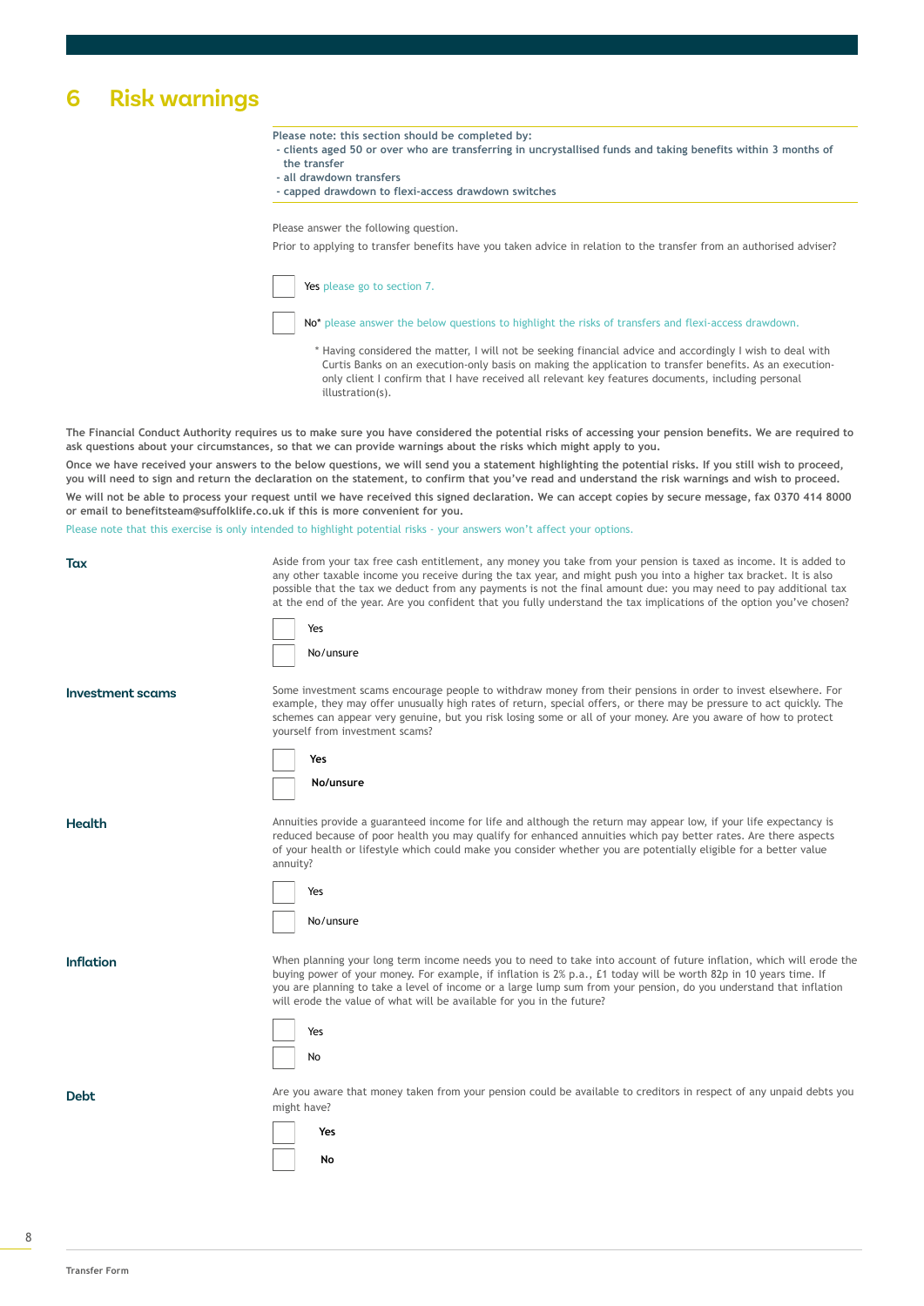# 6 Risk warnings

**Please note: this section should be completed by:**
- **clients aged 50 or over who are transferring in uncrystallised funds and taking benefits within 3 months of the transfer**
- **all drawdown transfers**
- **capped drawdown to flexi-access drawdown switches**

Please answer the following question.

Prior to applying to transfer benefits have you taken advice in relation to the transfer from an authorised adviser?

☐ Yes please go to section 7.

☐ No* please answer the below questions to highlight the risks of transfers and flexi-access drawdown.

\* Having considered the matter, I will not be seeking financial advice and accordingly I wish to deal with Curtis Banks on an execution-only basis on making the application to transfer benefits. As an execution-only client I confirm that I have received all relevant key features documents, including personal illustration(s).

**The Financial Conduct Authority requires us to make sure you have considered the potential risks of accessing your pension benefits. We are required to ask questions about your circumstances, so that we can provide warnings about the risks which might apply to you.**

**Once we have received your answers to the below questions, we will send you a statement highlighting the potential risks. If you still wish to proceed, you will need to sign and return the declaration on the statement, to confirm that you've read and understand the risk warnings and wish to proceed.**

**We will not be able to process your request until we have received this signed declaration. We can accept copies by secure message, fax 0370 414 8000 or email to benefitsteam@suffolklife.co.uk if this is more convenient for you.**

Please note that this exercise is only intended to highlight potential risks - your answers won't affect your options.

## Tax

Aside from your tax free cash entitlement, any money you take from your pension is taxed as income. It is added to any other taxable income you receive during the tax year, and might push you into a higher tax bracket. It is also possible that the tax we deduct from any payments is not the final amount due: you may need to pay additional tax at the end of the year. Are you confident that you fully understand the tax implications of the option you've chosen?

☐ Yes

☐ No/unsure

## Investment scams

Some investment scams encourage people to withdraw money from their pensions in order to invest elsewhere. For example, they may offer unusually high rates of return, special offers, or there may be pressure to act quickly. The schemes can appear very genuine, but you risk losing some or all of your money. Are you aware of how to protect yourself from investment scams?

☐ **Yes**

☐ **No/unsure**

## Health

Annuities provide a guaranteed income for life and although the return may appear low, if your life expectancy is reduced because of poor health you may qualify for enhanced annuities which pay better rates. Are there aspects of your health or lifestyle which could make you consider whether you are potentially eligible for a better value annuity?

☐ Yes

☐ No/unsure

## Inflation

When planning your long term income needs you to need to take into account of future inflation, which will erode the buying power of your money. For example, if inflation is 2% p.a., £1 today will be worth 82p in 10 years time. If you are planning to take a level of income or a large lump sum from your pension, do you understand that inflation will erode the value of what will be available for you in the future?

☐ Yes

☐ No

## Debt

Are you aware that money taken from your pension could be available to creditors in respect of any unpaid debts you might have?

☐ **Yes**

☐ **No**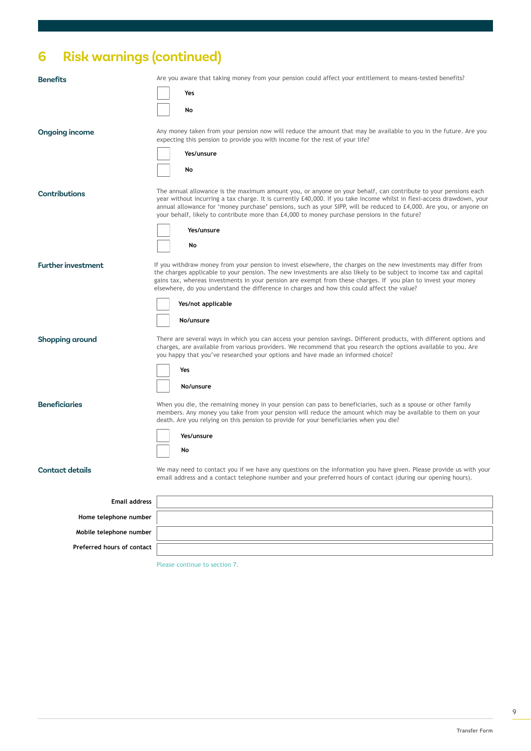## 6 Risk warnings (continued)

**Benefits**

Are you aware that taking money from your pension could affect your entitlement to means-tested benefits?

- [ ] Yes
- [ ] No

**Ongoing income**

Any money taken from your pension now will reduce the amount that may be available to you in the future. Are you expecting this pension to provide you with income for the rest of your life?

- [ ] Yes/unsure
- [ ] No

**Contributions**

The annual allowance is the maximum amount you, or anyone on your behalf, can contribute to your pensions each year without incurring a tax charge. It is currently £40,000. If you take income whilst in flexi-access drawdown, your annual allowance for 'money purchase' pensions, such as your SIPP, will be reduced to £4,000. Are you, or anyone on your behalf, likely to contribute more than £4,000 to money purchase pensions in the future?

- [ ] Yes/unsure
- [ ] No

**Further investment**

If you withdraw money from your pension to invest elsewhere, the charges on the new investments may differ from the charges applicable to your pension. The new investments are also likely to be subject to income tax and capital gains tax, whereas investments in your pension are exempt from these charges. If you plan to invest your money elsewhere, do you understand the difference in charges and how this could affect the value?

- [ ] Yes/not applicable
- [ ] No/unsure

**Shopping around**

There are several ways in which you can access your pension savings. Different products, with different options and charges, are available from various providers. We recommend that you research the options available to you. Are you happy that you've researched your options and have made an informed choice?

- [ ] Yes
- [ ] No/unsure

**Beneficiaries**

When you die, the remaining money in your pension can pass to beneficiaries, such as a spouse or other family members. Any money you take from your pension will reduce the amount which may be available to them on your death. Are you relying on this pension to provide for your beneficiaries when you die?

- [ ] Yes/unsure
- [ ] No

**Contact details**

We may need to contact you if we have any questions on the information you have given. Please provide us with your email address and a contact telephone number and your preferred hours of contact (during our opening hours).

| | |
|---|---|
| **Email address** | |
| **Home telephone number** | |
| **Mobile telephone number** | |
| **Preferred hours of contact** | |

Please continue to section 7.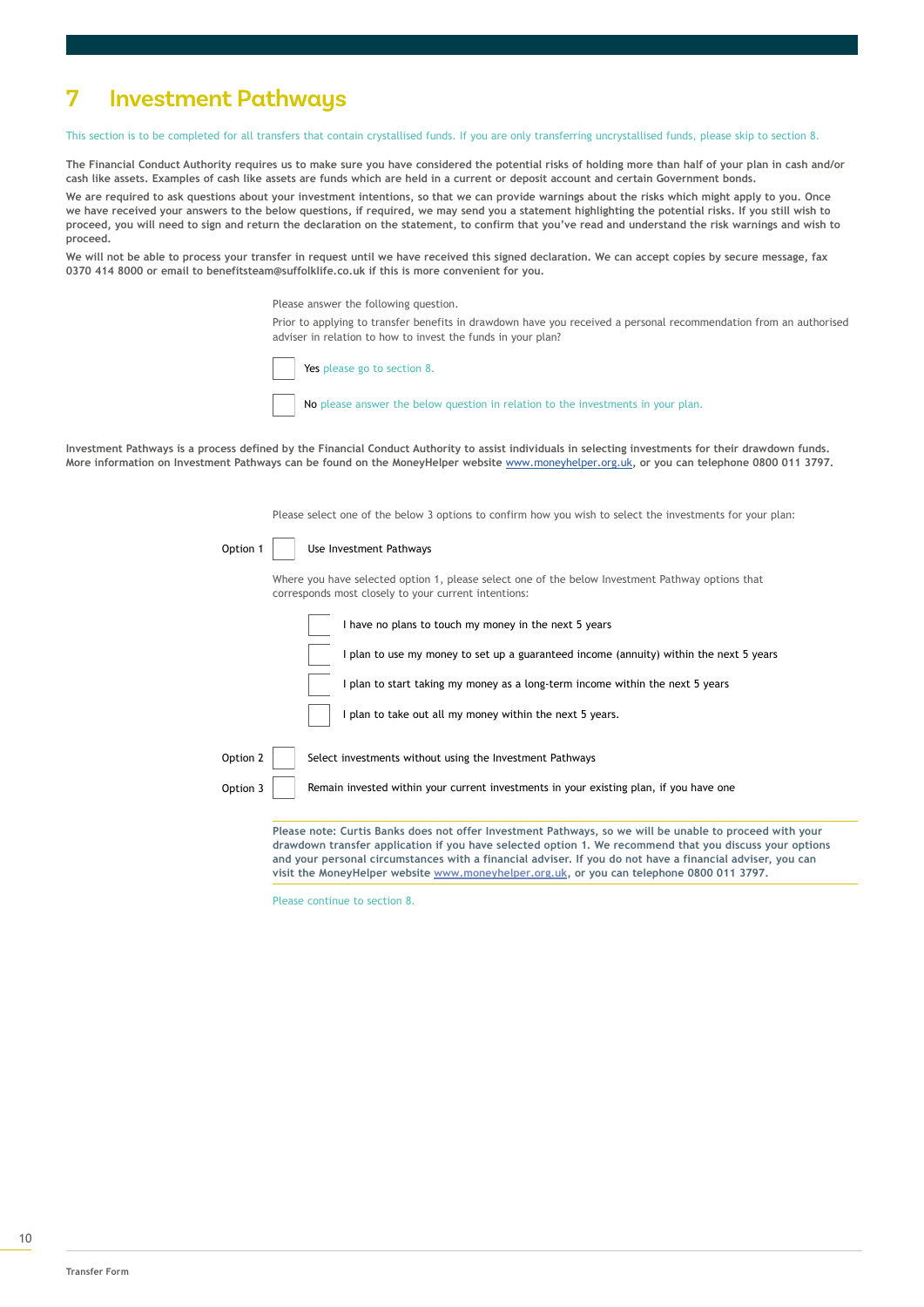# 7 Investment Pathways

This section is to be completed for all transfers that contain crystallised funds. If you are only transferring uncrystallised funds, please skip to section 8.

**The Financial Conduct Authority requires us to make sure you have considered the potential risks of holding more than half of your plan in cash and/or cash like assets. Examples of cash like assets are funds which are held in a current or deposit account and certain Government bonds.**

**We are required to ask questions about your investment intentions, so that we can provide warnings about the risks which might apply to you. Once we have received your answers to the below questions, if required, we may send you a statement highlighting the potential risks. If you still wish to proceed, you will need to sign and return the declaration on the statement, to confirm that you've read and understand the risk warnings and wish to proceed.**

**We will not be able to process your transfer in request until we have received this signed declaration. We can accept copies by secure message, fax 0370 414 8000 or email to benefitsteam@suffolklife.co.uk if this is more convenient for you.**

Please answer the following question.

Prior to applying to transfer benefits in drawdown have you received a personal recommendation from an authorised adviser in relation to how to invest the funds in your plan?

☐ Yes please go to section 8.

☐ No please answer the below question in relation to the investments in your plan.

**Investment Pathways is a process defined by the Financial Conduct Authority to assist individuals in selecting investments for their drawdown funds. More information on Investment Pathways can be found on the MoneyHelper website www.moneyhelper.org.uk, or you can telephone 0800 011 3797.**

Please select one of the below 3 options to confirm how you wish to select the investments for your plan:

Option 1 ☐ Use Investment Pathways

Where you have selected option 1, please select one of the below Investment Pathway options that corresponds most closely to your current intentions:

- ☐ I have no plans to touch my money in the next 5 years
- ☐ I plan to use my money to set up a guaranteed income (annuity) within the next 5 years
- ☐ I plan to start taking my money as a long-term income within the next 5 years
- ☐ I plan to take out all my money within the next 5 years.

Option 2 ☐ Select investments without using the Investment Pathways

Option 3 ☐ Remain invested within your current investments in your existing plan, if you have one

**Please note: Curtis Banks does not offer Investment Pathways, so we will be unable to proceed with your drawdown transfer application if you have selected option 1. We recommend that you discuss your options and your personal circumstances with a financial adviser. If you do not have a financial adviser, you can visit the MoneyHelper website www.moneyhelper.org.uk, or you can telephone 0800 011 3797.**

Please continue to section 8.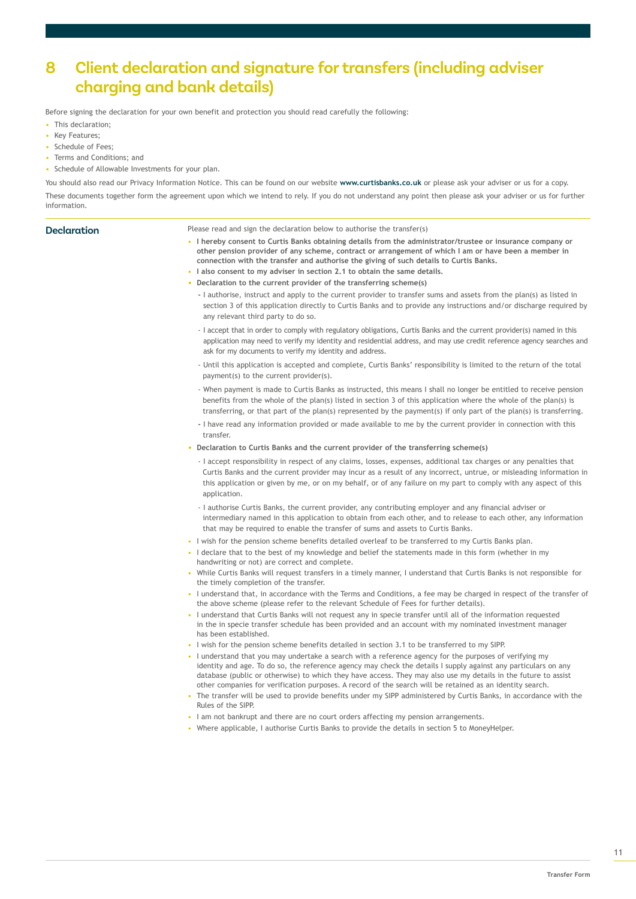# 8 Client declaration and signature for transfers (including adviser charging and bank details)

Before signing the declaration for your own benefit and protection you should read carefully the following:

- This declaration;
- Key Features;
- Schedule of Fees;
- Terms and Conditions; and
- Schedule of Allowable Investments for your plan.

You should also read our Privacy Information Notice. This can be found on our website **www.curtisbanks.co.uk** or please ask your adviser or us for a copy.

These documents together form the agreement upon which we intend to rely. If you do not understand any point then please ask your adviser or us for further information.

## Declaration

Please read and sign the declaration below to authorise the transfer(s)

- **I hereby consent to Curtis Banks obtaining details from the administrator/trustee or insurance company or other pension provider of any scheme, contract or arrangement of which I am or have been a member in connection with the transfer and authorise the giving of such details to Curtis Banks.**
- **I also consent to my adviser in section 2.1 to obtain the same details.**
- **Declaration to the current provider of the transferring scheme(s)**
  - I authorise, instruct and apply to the current provider to transfer sums and assets from the plan(s) as listed in section 3 of this application directly to Curtis Banks and to provide any instructions and/or discharge required by any relevant third party to do so.
  - I accept that in order to comply with regulatory obligations, Curtis Banks and the current provider(s) named in this application may need to verify my identity and residential address, and may use credit reference agency searches and ask for my documents to verify my identity and address.
  - Until this application is accepted and complete, Curtis Banks' responsibility is limited to the return of the total payment(s) to the current provider(s).
  - When payment is made to Curtis Banks as instructed, this means I shall no longer be entitled to receive pension benefits from the whole of the plan(s) listed in section 3 of this application where the whole of the plan(s) is transferring, or that part of the plan(s) represented by the payment(s) if only part of the plan(s) is transferring.
  - I have read any information provided or made available to me by the current provider in connection with this transfer.
- **Declaration to Curtis Banks and the current provider of the transferring scheme(s)**
  - I accept responsibility in respect of any claims, losses, expenses, additional tax charges or any penalties that Curtis Banks and the current provider may incur as a result of any incorrect, untrue, or misleading information in this application or given by me, or on my behalf, or of any failure on my part to comply with any aspect of this application.
  - I authorise Curtis Banks, the current provider, any contributing employer and any financial adviser or intermediary named in this application to obtain from each other, and to release to each other, any information that may be required to enable the transfer of sums and assets to Curtis Banks.
- I wish for the pension scheme benefits detailed overleaf to be transferred to my Curtis Banks plan.
- I declare that to the best of my knowledge and belief the statements made in this form (whether in my handwriting or not) are correct and complete.
- While Curtis Banks will request transfers in a timely manner, I understand that Curtis Banks is not responsible for the timely completion of the transfer.
- I understand that, in accordance with the Terms and Conditions, a fee may be charged in respect of the transfer of the above scheme (please refer to the relevant Schedule of Fees for further details).
- I understand that Curtis Banks will not request any in specie transfer until all of the information requested in the in specie transfer schedule has been provided and an account with my nominated investment manager has been established.
- I wish for the pension scheme benefits detailed in section 3.1 to be transferred to my SIPP.
- I understand that you may undertake a search with a reference agency for the purposes of verifying my identity and age. To do so, the reference agency may check the details I supply against any particulars on any database (public or otherwise) to which they have access. They may also use my details in the future to assist other companies for verification purposes. A record of the search will be retained as an identity search.
- The transfer will be used to provide benefits under my SIPP administered by Curtis Banks, in accordance with the Rules of the SIPP.
- I am not bankrupt and there are no court orders affecting my pension arrangements.
- Where applicable, I authorise Curtis Banks to provide the details in section 5 to MoneyHelper.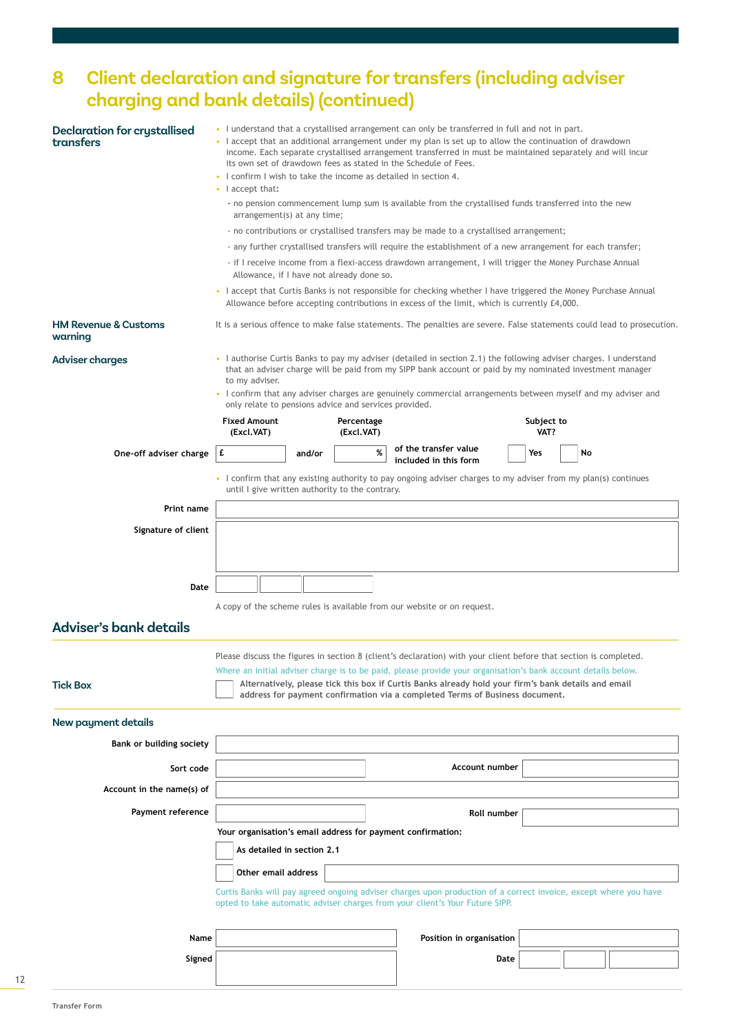# 8 Client declaration and signature for transfers (including adviser charging and bank details) (continued)

### Declaration for crystallised transfers

- I understand that a crystallised arrangement can only be transferred in full and not in part.
- I accept that an additional arrangement under my plan is set up to allow the continuation of drawdown income. Each separate crystallised arrangement transferred in must be maintained separately and will incur its own set of drawdown fees as stated in the Schedule of Fees.
- I confirm I wish to take the income as detailed in section 4.
- I accept that:
  - no pension commencement lump sum is available from the crystallised funds transferred into the new arrangement(s) at any time;
  - no contributions or crystallised transfers may be made to a crystallised arrangement;
  - any further crystallised transfers will require the establishment of a new arrangement for each transfer;
  - if I receive income from a flexi-access drawdown arrangement, I will trigger the Money Purchase Annual Allowance, if I have not already done so.
- I accept that Curtis Banks is not responsible for checking whether I have triggered the Money Purchase Annual Allowance before accepting contributions in excess of the limit, which is currently £4,000.

### HM Revenue & Customs warning

It is a serious offence to make false statements. The penalties are severe. False statements could lead to prosecution.

### Adviser charges

- I authorise Curtis Banks to pay my adviser (detailed in section 2.1) the following adviser charges. I understand that an adviser charge will be paid from my SIPP bank account or paid by my nominated investment manager to my adviser.
- I confirm that any adviser charges are genuinely commercial arrangements between myself and my adviser and only relate to pensions advice and services provided.

| | Fixed Amount (Excl.VAT) | | Percentage (Excl.VAT) | | Subject to VAT? |
|---|---|---|---|---|---|
| One-off adviser charge | £ | and/or | % | of the transfer value included in this form | ☐ Yes ☐ No |

- I confirm that any existing authority to pay ongoing adviser charges to my adviser from my plan(s) continues until I give written authority to the contrary.

Print name

Signature of client

Date

A copy of the scheme rules is available from our website or on request.

## Adviser's bank details

Please discuss the figures in section 8 (client's declaration) with your client before that section is completed.

Where an initial adviser charge is to be paid, please provide your organisation's bank account details below.

**Tick Box**

☐ **Alternatively, please tick this box if Curtis Banks already hold your firm's bank details and email address for payment confirmation via a completed Terms of Business document.**

### New payment details

Bank or building society

Sort code — Account number

Account in the name(s) of

Payment reference — Roll number

**Your organisation's email address for payment confirmation:**

☐ **As detailed in section 2.1**

☐ **Other email address**

Curtis Banks will pay agreed ongoing adviser charges upon production of a correct invoice, except where you have opted to take automatic adviser charges from your client's Your Future SIPP.

Name — Position in organisation

Signed — Date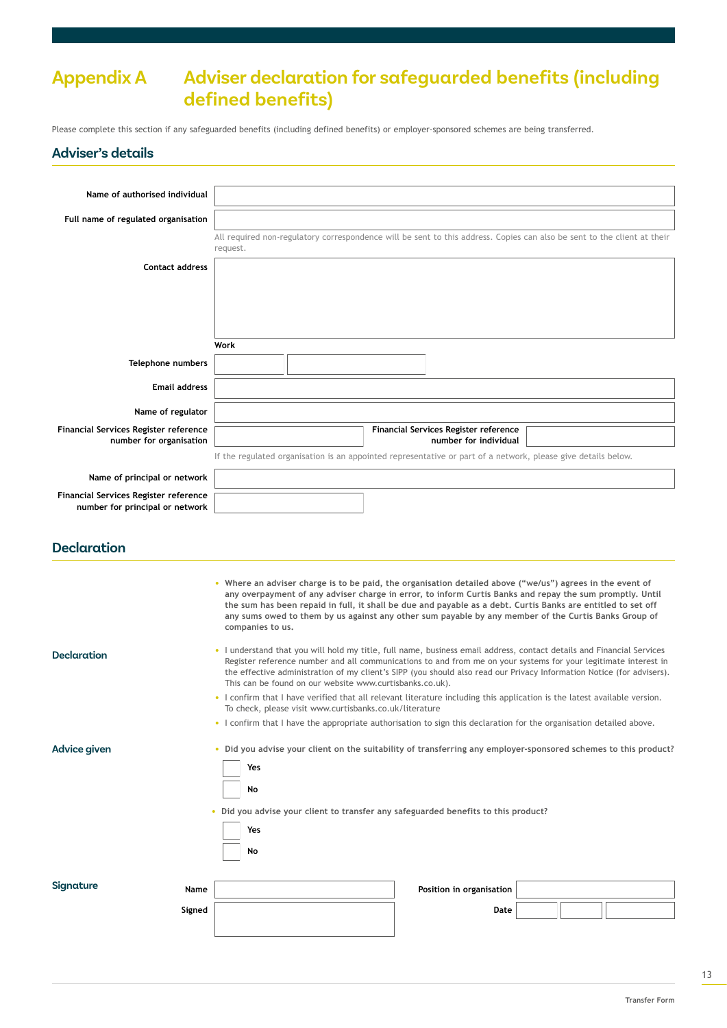# Appendix A Adviser declaration for safeguarded benefits (including defined benefits)

Please complete this section if any safeguarded benefits (including defined benefits) or employer-sponsored schemes are being transferred.

## Adviser's details

**Name of authorised individual**

**Full name of regulated organisation**

All required non-regulatory correspondence will be sent to this address. Copies can also be sent to the client at their request.

**Contact address**

**Telephone numbers** Work

**Email address**

**Name of regulator**

**Financial Services Register reference number for organisation**

**Financial Services Register reference number for individual**

If the regulated organisation is an appointed representative or part of a network, please give details below.

**Name of principal or network**

**Financial Services Register reference number for principal or network**

## Declaration

### Declaration

- **Where an adviser charge is to be paid, the organisation detailed above ("we/us") agrees in the event of any overpayment of any adviser charge in error, to inform Curtis Banks and repay the sum promptly. Until the sum has been repaid in full, it shall be due and payable as a debt. Curtis Banks are entitled to set off any sums owed to them by us against any other sum payable by any member of the Curtis Banks Group of companies to us.**
- I understand that you will hold my title, full name, business email address, contact details and Financial Services Register reference number and all communications to and from me on your systems for your legitimate interest in the effective administration of my client's SIPP (you should also read our Privacy Information Notice (for advisers). This can be found on our website www.curtisbanks.co.uk).
- I confirm that I have verified that all relevant literature including this application is the latest available version. To check, please visit www.curtisbanks.co.uk/literature
- I confirm that I have the appropriate authorisation to sign this declaration for the organisation detailed above.

### Advice given

- **Did you advise your client on the suitability of transferring any employer-sponsored schemes to this product?**
  - ☐ Yes
  - ☐ No
- **Did you advise your client to transfer any safeguarded benefits to this product?**
  - ☐ Yes
  - ☐ No

### Signature

**Name**

**Position in organisation**

**Signed**

**Date**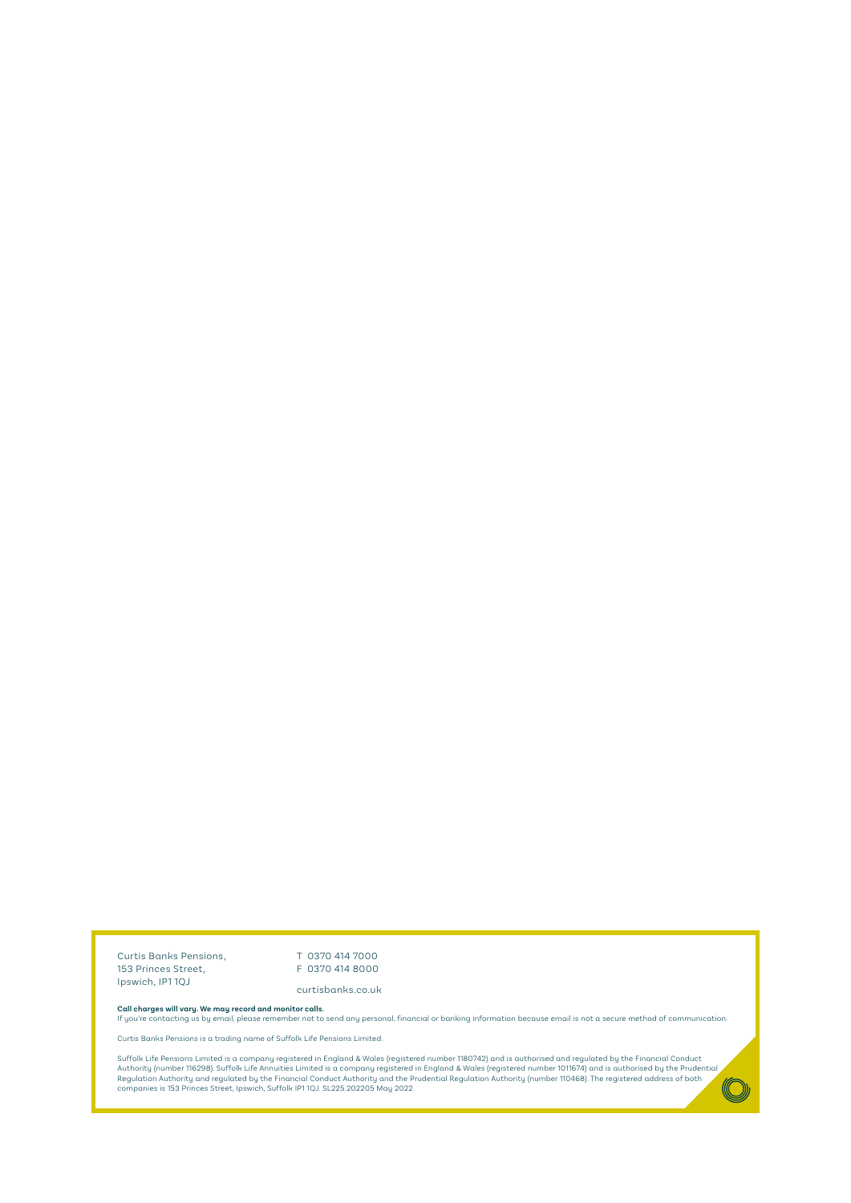Curtis Banks Pensions,
153 Princes Street,
Ipswich, IP1 1QJ

T 0370 414 7000
F 0370 414 8000

curtisbanks.co.uk

**Call charges will vary. We may record and monitor calls.**
If you're contacting us by email, please remember not to send any personal, financial or banking information because email is not a secure method of communication.

Curtis Banks Pensions is a trading name of Suffolk Life Pensions Limited.

Suffolk Life Pensions Limited is a company registered in England & Wales (registered number 1180742) and is authorised and regulated by the Financial Conduct Authority (number 116298). Suffolk Life Annuities Limited is a company registered in England & Wales (registered number 1011674) and is authorised by the Prudential Regulation Authority and regulated by the Financial Conduct Authority and the Prudential Regulation Authority (number 110468). The registered address of both companies is 153 Princes Street, Ipswich, Suffolk IP1 1QJ. SL225.202205 May 2022